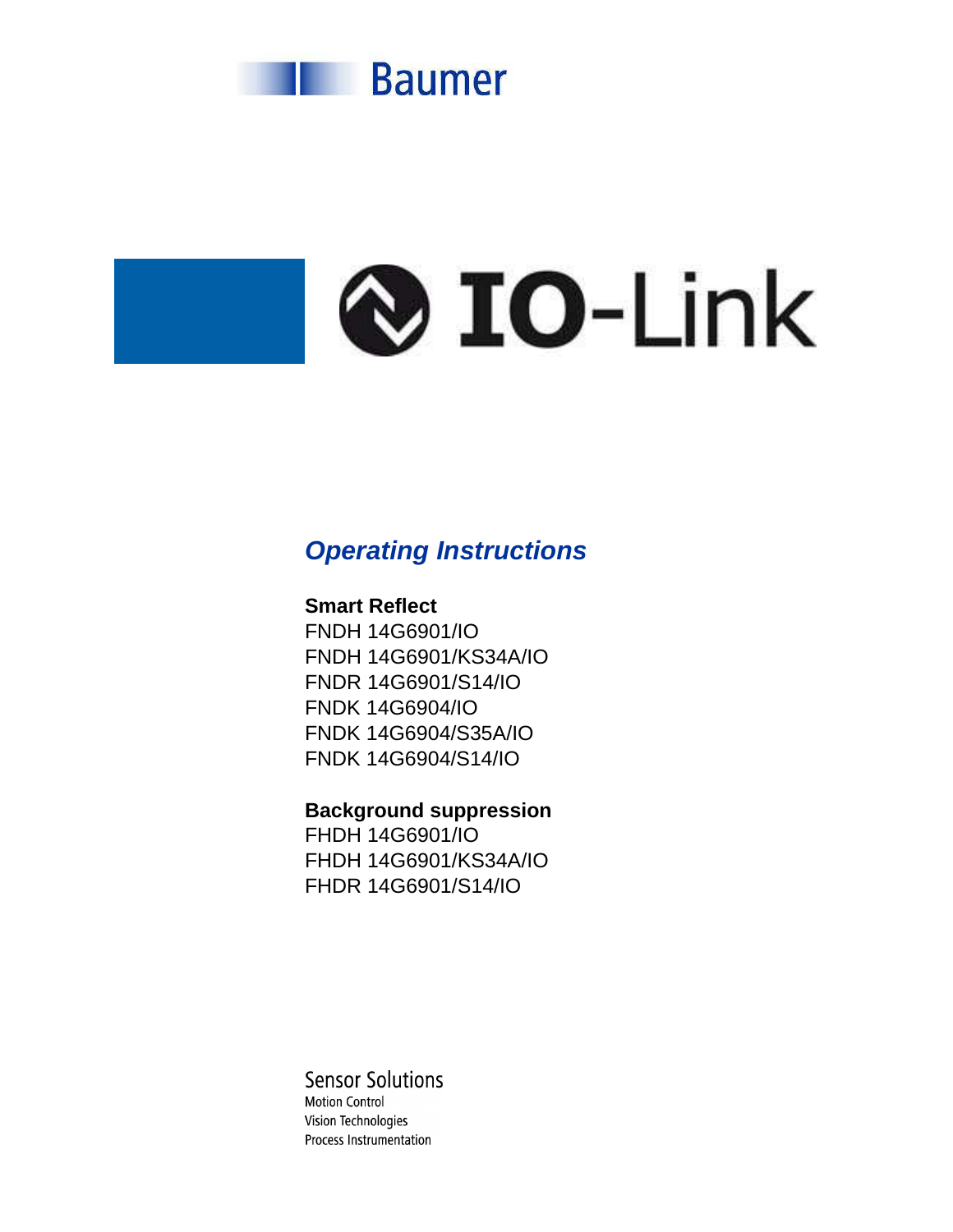Baumer

IO-Link

# *Operating Instructions*

**Smart Reflect**

FNDH 14G6901/IO
FNDH 14G6901/KS34A/IO
FNDR 14G6901/S14/IO
FNDK 14G6904/IO
FNDK 14G6904/S35A/IO
FNDK 14G6904/S14/IO

**Background suppression**

FHDH 14G6901/IO
FHDH 14G6901/KS34A/IO
FHDR 14G6901/S14/IO

Sensor Solutions
Motion Control
Vision Technologies
Process Instrumentation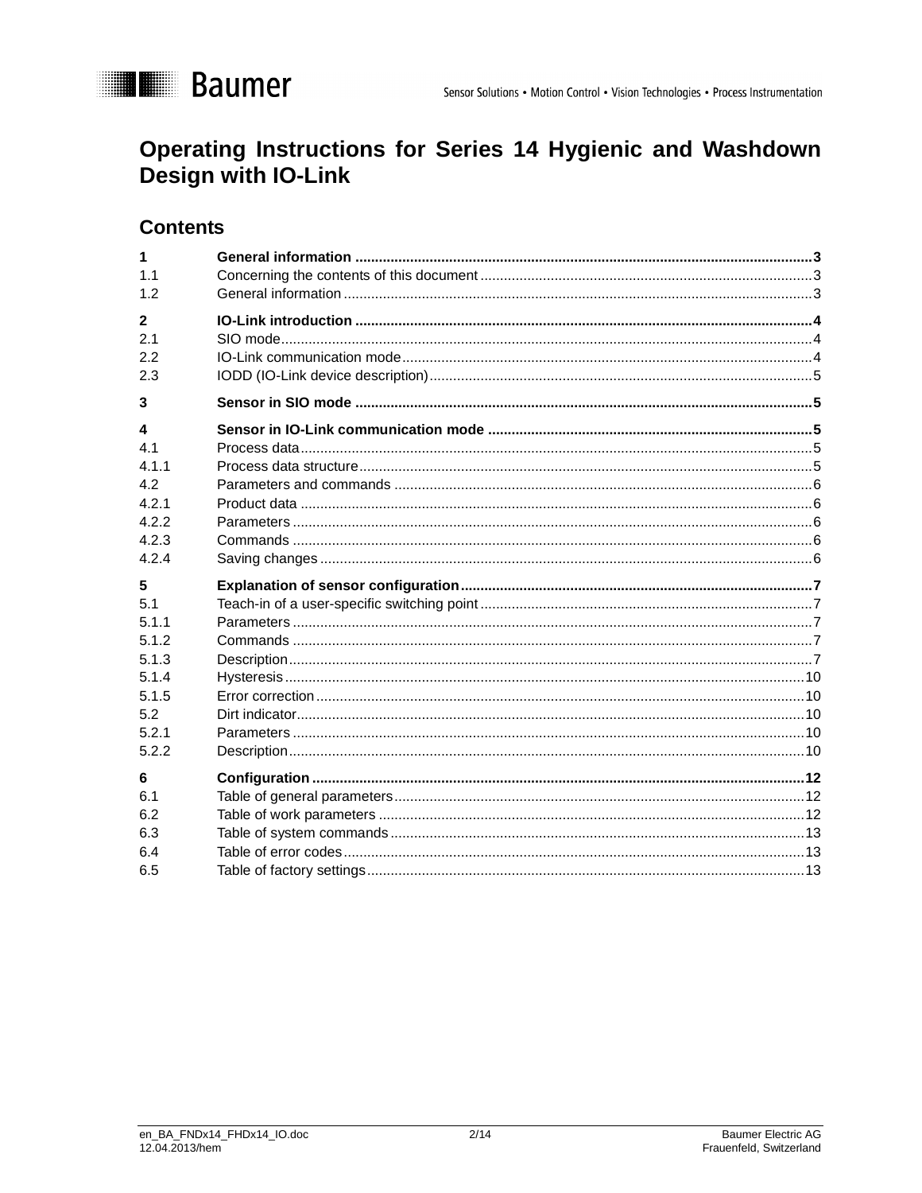# Operating Instructions for Series 14 Hygienic and Washdown Design with IO-Link

## Contents

| | | |
|---|---|---|
| **1** | **General information** | **3** |
| 1.1 | Concerning the contents of this document | 3 |
| 1.2 | General information | 3 |
| **2** | **IO-Link introduction** | **4** |
| 2.1 | SIO mode | 4 |
| 2.2 | IO-Link communication mode | 4 |
| 2.3 | IODD (IO-Link device description) | 5 |
| **3** | **Sensor in SIO mode** | **5** |
| **4** | **Sensor in IO-Link communication mode** | **5** |
| 4.1 | Process data | 5 |
| 4.1.1 | Process data structure | 5 |
| 4.2 | Parameters and commands | 6 |
| 4.2.1 | Product data | 6 |
| 4.2.2 | Parameters | 6 |
| 4.2.3 | Commands | 6 |
| 4.2.4 | Saving changes | 6 |
| **5** | **Explanation of sensor configuration** | **7** |
| 5.1 | Teach-in of a user-specific switching point | 7 |
| 5.1.1 | Parameters | 7 |
| 5.1.2 | Commands | 7 |
| 5.1.3 | Description | 7 |
| 5.1.4 | Hysteresis | 10 |
| 5.1.5 | Error correction | 10 |
| 5.2 | Dirt indicator | 10 |
| 5.2.1 | Parameters | 10 |
| 5.2.2 | Description | 10 |
| **6** | **Configuration** | **12** |
| 6.1 | Table of general parameters | 12 |
| 6.2 | Table of work parameters | 12 |
| 6.3 | Table of system commands | 13 |
| 6.4 | Table of error codes | 13 |
| 6.5 | Table of factory settings | 13 |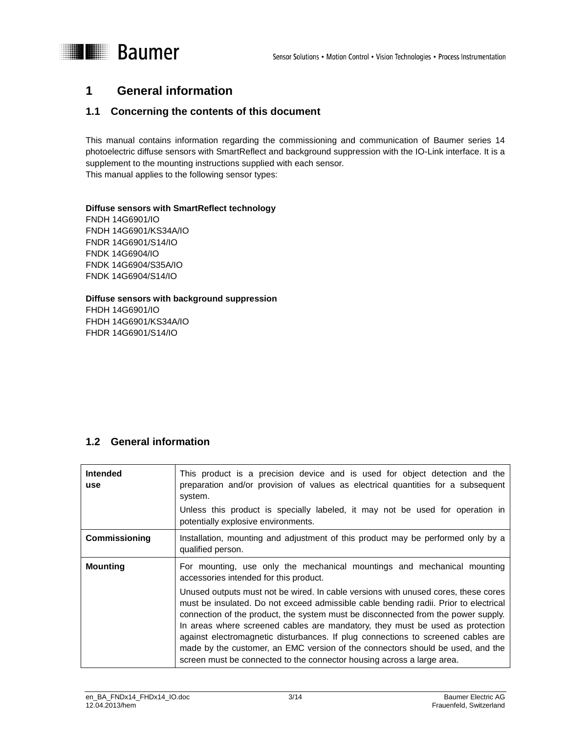# 1 General information

## 1.1 Concerning the contents of this document

This manual contains information regarding the commissioning and communication of Baumer series 14 photoelectric diffuse sensors with SmartReflect and background suppression with the IO-Link interface. It is a supplement to the mounting instructions supplied with each sensor.
This manual applies to the following sensor types:

**Diffuse sensors with SmartReflect technology**
FNDH 14G6901/IO
FNDH 14G6901/KS34A/IO
FNDR 14G6901/S14/IO
FNDK 14G6904/IO
FNDK 14G6904/S35A/IO
FNDK 14G6904/S14/IO

**Diffuse sensors with background suppression**
FHDH 14G6901/IO
FHDH 14G6901/KS34A/IO
FHDR 14G6901/S14/IO

## 1.2 General information

| | |
|---|---|
| **Intended use** | This product is a precision device and is used for object detection and the preparation and/or provision of values as electrical quantities for a subsequent system.<br>Unless this product is specially labeled, it may not be used for operation in potentially explosive environments. |
| **Commissioning** | Installation, mounting and adjustment of this product may be performed only by a qualified person. |
| **Mounting** | For mounting, use only the mechanical mountings and mechanical mounting accessories intended for this product.<br>Unused outputs must not be wired. In cable versions with unused cores, these cores must be insulated. Do not exceed admissible cable bending radii. Prior to electrical connection of the product, the system must be disconnected from the power supply. In areas where screened cables are mandatory, they must be used as protection against electromagnetic disturbances. If plug connections to screened cables are made by the customer, an EMC version of the connectors should be used, and the screen must be connected to the connector housing across a large area. |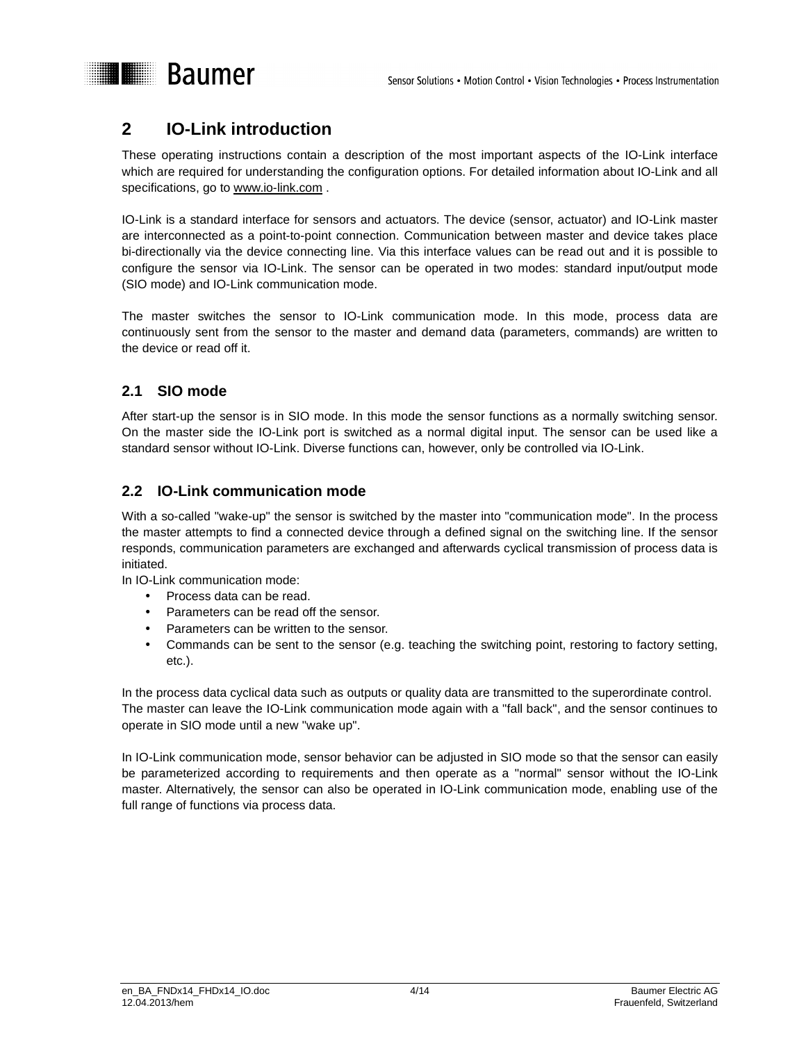## 2 IO-Link introduction

These operating instructions contain a description of the most important aspects of the IO-Link interface which are required for understanding the configuration options. For detailed information about IO-Link and all specifications, go to www.io-link.com .

IO-Link is a standard interface for sensors and actuators. The device (sensor, actuator) and IO-Link master are interconnected as a point-to-point connection. Communication between master and device takes place bi-directionally via the device connecting line. Via this interface values can be read out and it is possible to configure the sensor via IO-Link. The sensor can be operated in two modes: standard input/output mode (SIO mode) and IO-Link communication mode.

The master switches the sensor to IO-Link communication mode. In this mode, process data are continuously sent from the sensor to the master and demand data (parameters, commands) are written to the device or read off it.

### 2.1 SIO mode

After start-up the sensor is in SIO mode. In this mode the sensor functions as a normally switching sensor. On the master side the IO-Link port is switched as a normal digital input. The sensor can be used like a standard sensor without IO-Link. Diverse functions can, however, only be controlled via IO-Link.

### 2.2 IO-Link communication mode

With a so-called "wake-up" the sensor is switched by the master into "communication mode". In the process the master attempts to find a connected device through a defined signal on the switching line. If the sensor responds, communication parameters are exchanged and afterwards cyclical transmission of process data is initiated.
In IO-Link communication mode:

- Process data can be read.
- Parameters can be read off the sensor.
- Parameters can be written to the sensor.
- Commands can be sent to the sensor (e.g. teaching the switching point, restoring to factory setting, etc.).

In the process data cyclical data such as outputs or quality data are transmitted to the superordinate control.
The master can leave the IO-Link communication mode again with a "fall back", and the sensor continues to operate in SIO mode until a new "wake up".

In IO-Link communication mode, sensor behavior can be adjusted in SIO mode so that the sensor can easily be parameterized according to requirements and then operate as a "normal" sensor without the IO-Link master. Alternatively, the sensor can also be operated in IO-Link communication mode, enabling use of the full range of functions via process data.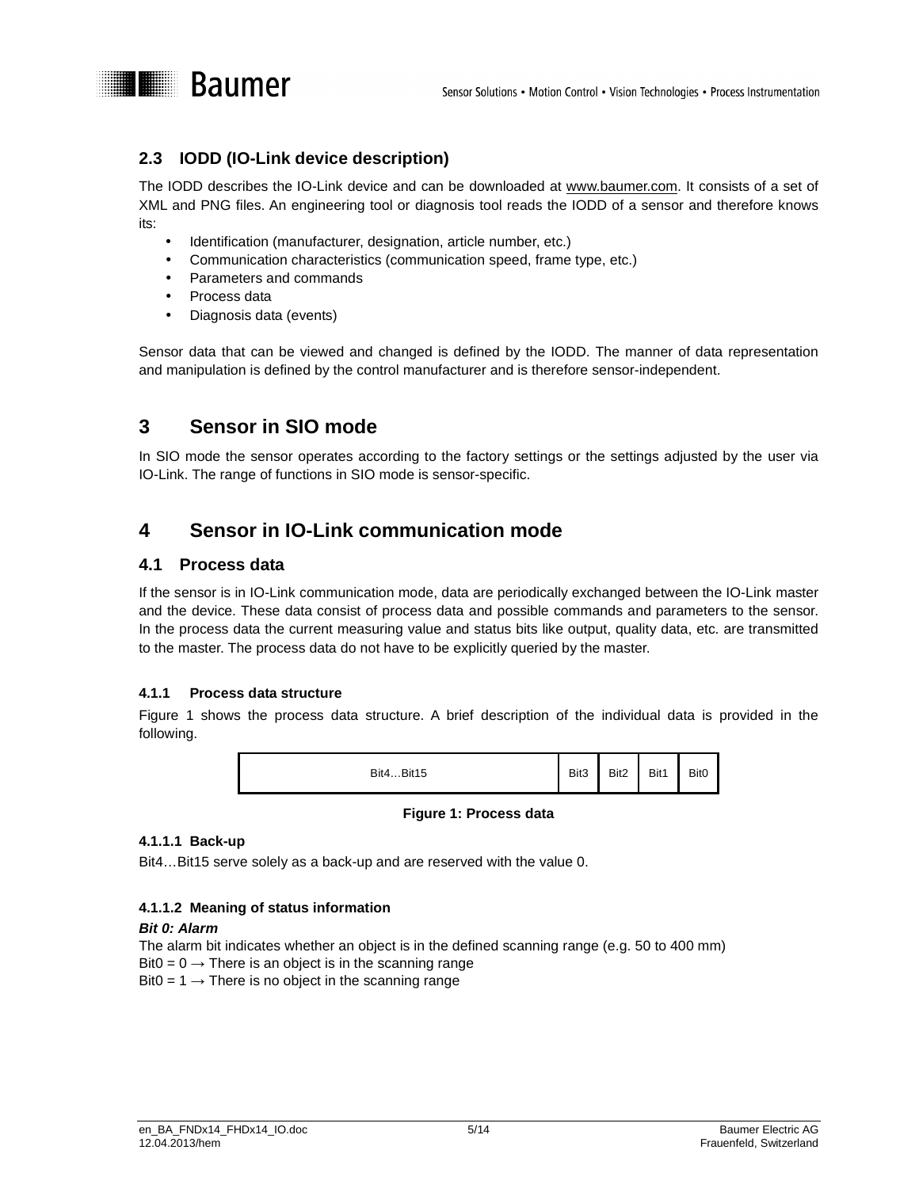### 2.3 IODD (IO-Link device description)

The IODD describes the IO-Link device and can be downloaded at www.baumer.com. It consists of a set of XML and PNG files. An engineering tool or diagnosis tool reads the IODD of a sensor and therefore knows its:

- Identification (manufacturer, designation, article number, etc.)
- Communication characteristics (communication speed, frame type, etc.)
- Parameters and commands
- Process data
- Diagnosis data (events)

Sensor data that can be viewed and changed is defined by the IODD. The manner of data representation and manipulation is defined by the control manufacturer and is therefore sensor-independent.

## 3 Sensor in SIO mode

In SIO mode the sensor operates according to the factory settings or the settings adjusted by the user via IO-Link. The range of functions in SIO mode is sensor-specific.

## 4 Sensor in IO-Link communication mode

### 4.1 Process data

If the sensor is in IO-Link communication mode, data are periodically exchanged between the IO-Link master and the device. These data consist of process data and possible commands and parameters to the sensor. In the process data the current measuring value and status bits like output, quality data, etc. are transmitted to the master. The process data do not have to be explicitly queried by the master.

#### 4.1.1 Process data structure

Figure 1 shows the process data structure. A brief description of the individual data is provided in the following.

| Bit4…Bit15 | Bit3 | Bit2 | Bit1 | Bit0 |
|---|---|---|---|---|

**Figure 1: Process data**

##### 4.1.1.1 Back-up

Bit4…Bit15 serve solely as a back-up and are reserved with the value 0.

##### 4.1.1.2 Meaning of status information

***Bit 0: Alarm***
The alarm bit indicates whether an object is in the defined scanning range (e.g. 50 to 400 mm)
Bit0 = 0 → There is an object is in the scanning range
Bit0 = 1 → There is no object in the scanning range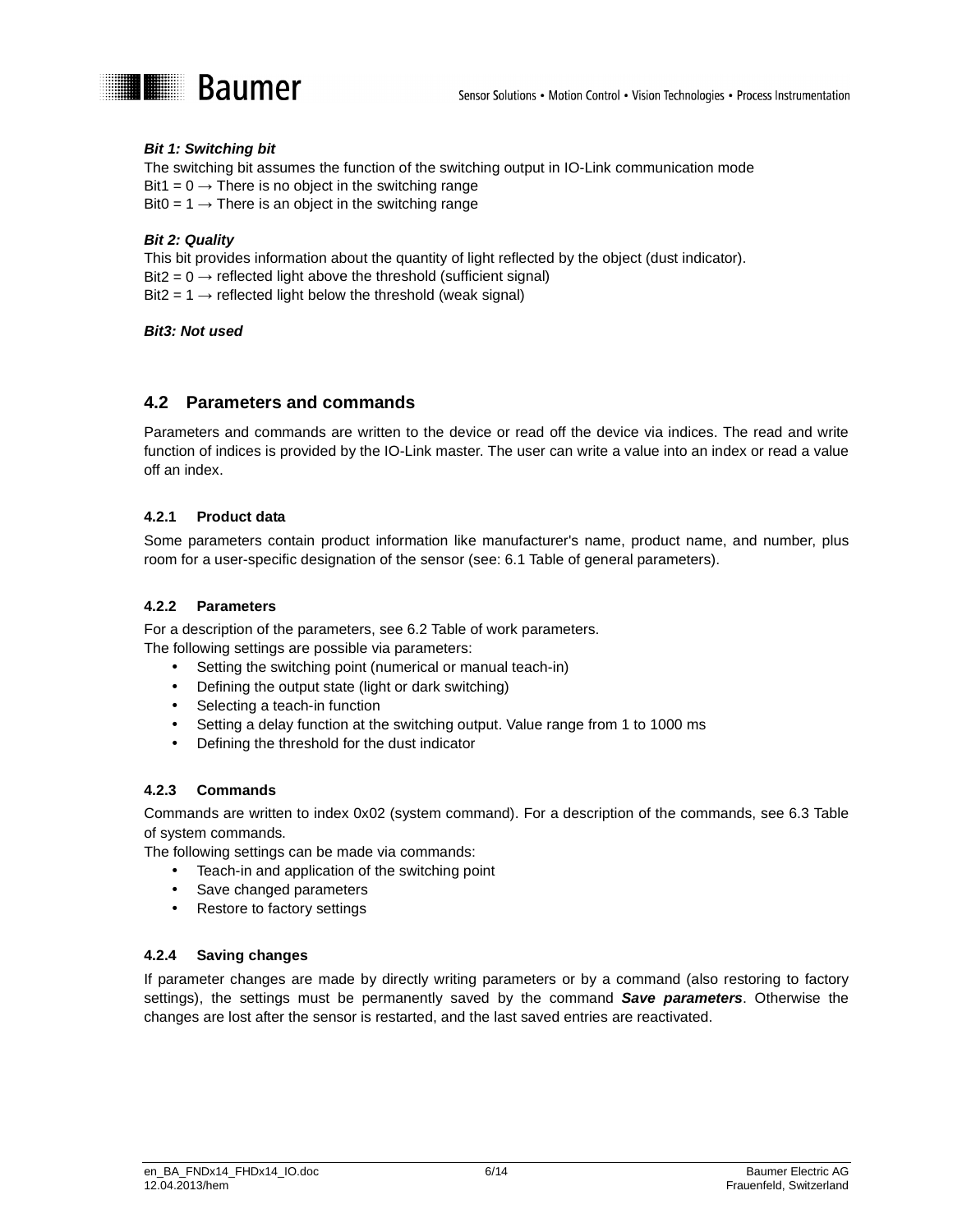***Bit 1: Switching bit***
The switching bit assumes the function of the switching output in IO-Link communication mode
Bit1 = 0 → There is no object in the switching range
Bit0 = 1 → There is an object in the switching range

***Bit 2: Quality***
This bit provides information about the quantity of light reflected by the object (dust indicator).
Bit2 = 0 → reflected light above the threshold (sufficient signal)
Bit2 = 1 → reflected light below the threshold (weak signal)

***Bit3: Not used***

## 4.2 Parameters and commands

Parameters and commands are written to the device or read off the device via indices. The read and write function of indices is provided by the IO-Link master. The user can write a value into an index or read a value off an index.

### 4.2.1 Product data

Some parameters contain product information like manufacturer's name, product name, and number, plus room for a user-specific designation of the sensor (see: 6.1 Table of general parameters).

### 4.2.2 Parameters

For a description of the parameters, see 6.2 Table of work parameters.
The following settings are possible via parameters:

- Setting the switching point (numerical or manual teach-in)
- Defining the output state (light or dark switching)
- Selecting a teach-in function
- Setting a delay function at the switching output. Value range from 1 to 1000 ms
- Defining the threshold for the dust indicator

### 4.2.3 Commands

Commands are written to index 0x02 (system command). For a description of the commands, see 6.3 Table of system commands.
The following settings can be made via commands:

- Teach-in and application of the switching point
- Save changed parameters
- Restore to factory settings

### 4.2.4 Saving changes

If parameter changes are made by directly writing parameters or by a command (also restoring to factory settings), the settings must be permanently saved by the command ***Save parameters***. Otherwise the changes are lost after the sensor is restarted, and the last saved entries are reactivated.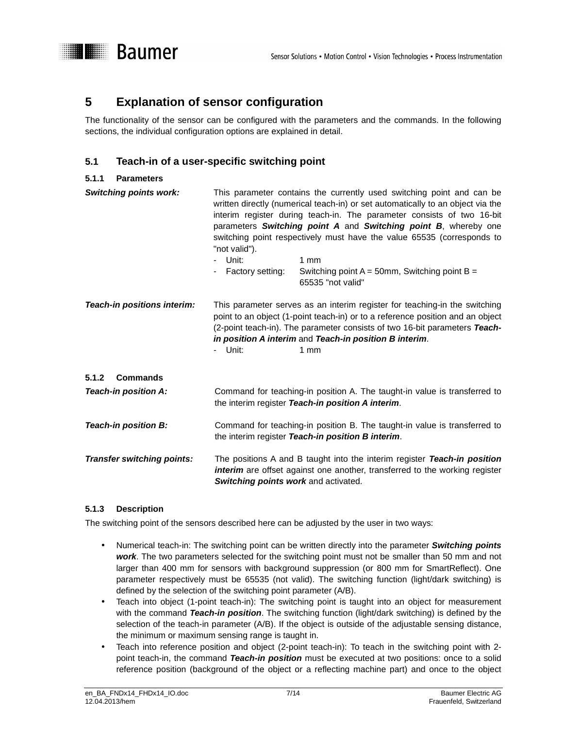# 5 Explanation of sensor configuration

The functionality of the sensor can be configured with the parameters and the commands. In the following sections, the individual configuration options are explained in detail.

## 5.1 Teach-in of a user-specific switching point

### 5.1.1 Parameters

***Switching points work:*** This parameter contains the currently used switching point and can be written directly (numerical teach-in) or set automatically to an object via the interim register during teach-in. The parameter consists of two 16-bit parameters ***Switching point A*** and ***Switching point B***, whereby one switching point respectively must have the value 65535 (corresponds to "not valid").

- Unit: 1 mm
- Factory setting: Switching point A = 50mm, Switching point B = 65535 "not valid"

***Teach-in positions interim:*** This parameter serves as an interim register for teaching-in the switching point to an object (1-point teach-in) or to a reference position and an object (2-point teach-in). The parameter consists of two 16-bit parameters ***Teach-in position A interim*** and ***Teach-in position B interim***.

- Unit: 1 mm

### 5.1.2 Commands

***Teach-in position A:*** Command for teaching-in position A. The taught-in value is transferred to the interim register ***Teach-in position A interim***.

***Teach-in position B:*** Command for teaching-in position B. The taught-in value is transferred to the interim register ***Teach-in position B interim***.

***Transfer switching points:*** The positions A and B taught into the interim register ***Teach-in position interim*** are offset against one another, transferred to the working register ***Switching points work*** and activated.

### 5.1.3 Description

The switching point of the sensors described here can be adjusted by the user in two ways:

- Numerical teach-in: The switching point can be written directly into the parameter ***Switching points work***. The two parameters selected for the switching point must not be smaller than 50 mm and not larger than 400 mm for sensors with background suppression (or 800 mm for SmartReflect). One parameter respectively must be 65535 (not valid). The switching function (light/dark switching) is defined by the selection of the switching point parameter (A/B).
- Teach into object (1-point teach-in): The switching point is taught into an object for measurement with the command ***Teach-in position***. The switching function (light/dark switching) is defined by the selection of the teach-in parameter (A/B). If the object is outside of the adjustable sensing distance, the minimum or maximum sensing range is taught in.
- Teach into reference position and object (2-point teach-in): To teach in the switching point with 2-point teach-in, the command ***Teach-in position*** must be executed at two positions: once to a solid reference position (background of the object or a reflecting machine part) and once to the object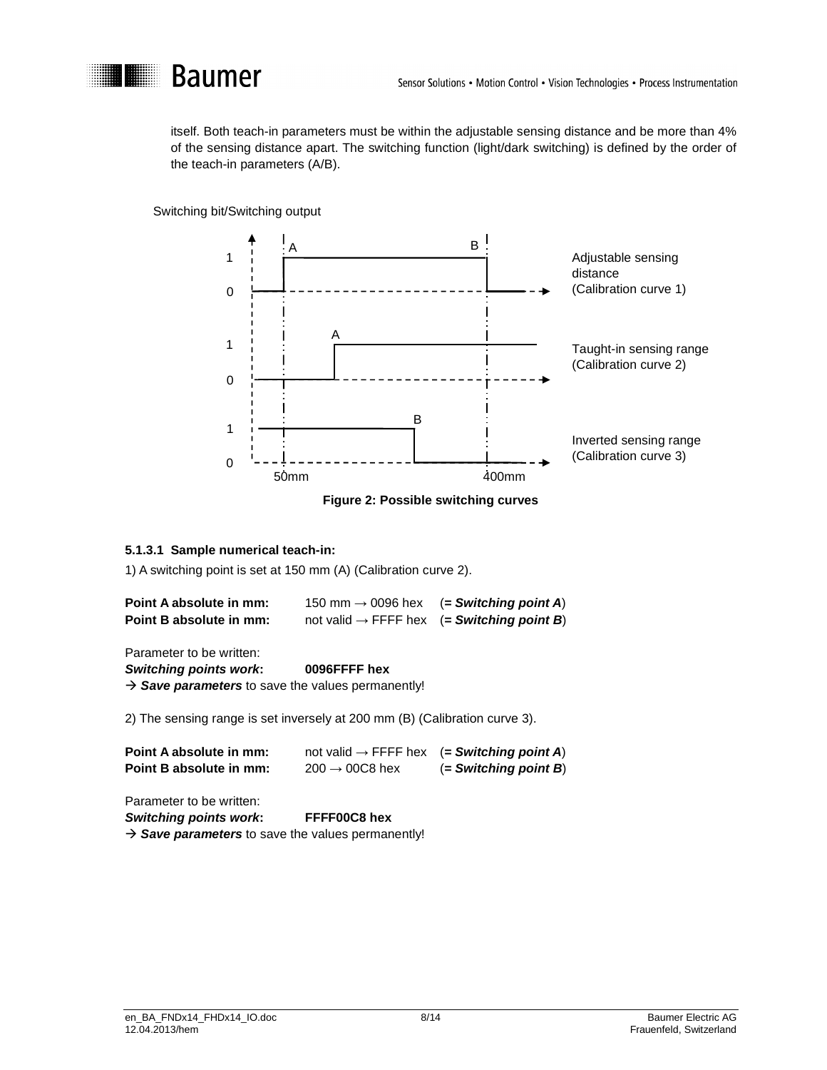itself. Both teach-in parameters must be within the adjustable sensing distance and be more than 4% of the sensing distance apart. The switching function (light/dark switching) is defined by the order of the teach-in parameters (A/B).

Switching bit/Switching output

Adjustable sensing distance (Calibration curve 1)

Taught-in sensing range (Calibration curve 2)

Inverted sensing range (Calibration curve 3)

50mm 400mm

**Figure 2: Possible switching curves**

#### 5.1.3.1 Sample numerical teach-in:

1) A switching point is set at 150 mm (A) (Calibration curve 2).

| | | |
|---|---|---|
| **Point A absolute in mm:** | 150 mm → 0096 hex | (**= *Switching point A***) |
| **Point B absolute in mm:** | not valid → FFFF hex | (**= *Switching point B***) |

Parameter to be written:
***Switching points work*:** **0096FFFF hex**
→ ***Save parameters*** to save the values permanently!

2) The sensing range is set inversely at 200 mm (B) (Calibration curve 3).

| | | |
|---|---|---|
| **Point A absolute in mm:** | not valid → FFFF hex | (**= *Switching point A***) |
| **Point B absolute in mm:** | 200 → 00C8 hex | (**= *Switching point B***) |

Parameter to be written:
***Switching points work*:** **FFFF00C8 hex**
→ ***Save parameters*** to save the values permanently!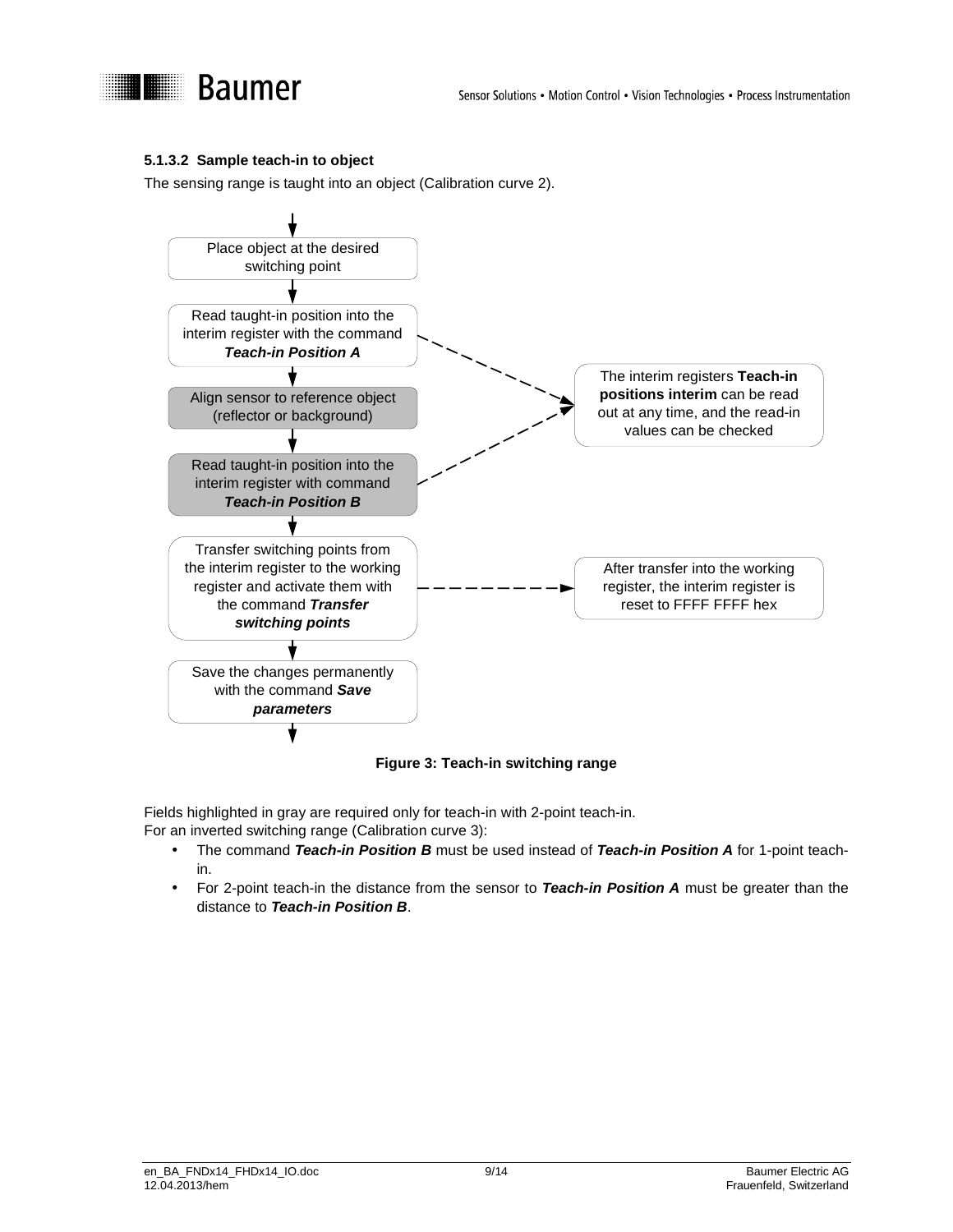### 5.1.3.2 Sample teach-in to object

The sensing range is taught into an object (Calibration curve 2).

Place object at the desired switching point

Read taught-in position into the interim register with the command ***Teach-in Position A***

Align sensor to reference object (reflector or background)

Read taught-in position into the interim register with command ***Teach-in Position B***

The interim registers **Teach-in positions interim** can be read out at any time, and the read-in values can be checked

Transfer switching points from the interim register to the working register and activate them with the command ***Transfer switching points***

After transfer into the working register, the interim register is reset to FFFF FFFF hex

Save the changes permanently with the command ***Save parameters***

**Figure 3: Teach-in switching range**

Fields highlighted in gray are required only for teach-in with 2-point teach-in.
For an inverted switching range (Calibration curve 3):

- The command ***Teach-in Position B*** must be used instead of ***Teach-in Position A*** for 1-point teach-in.
- For 2-point teach-in the distance from the sensor to ***Teach-in Position A*** must be greater than the distance to ***Teach-in Position B***.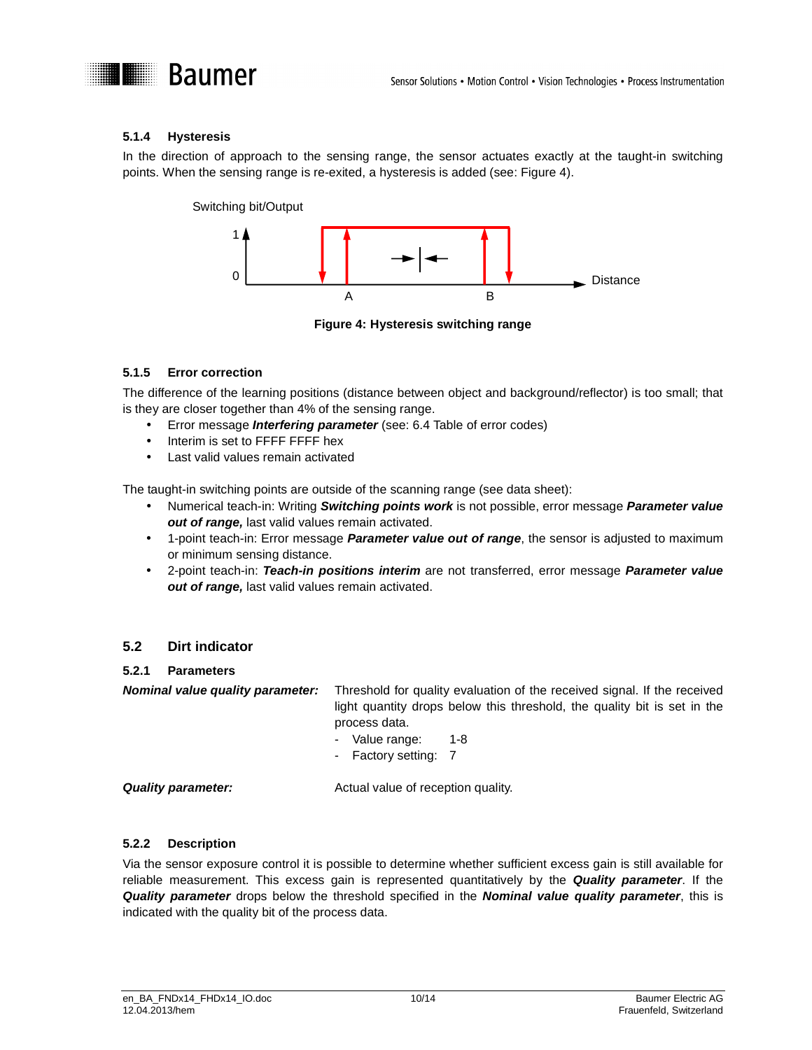### 5.1.4 Hysteresis

In the direction of approach to the sensing range, the sensor actuates exactly at the taught-in switching points. When the sensing range is re-exited, a hysteresis is added (see: Figure 4).

Switching bit/Output

1

0

A B Distance

**Figure 4: Hysteresis switching range**

### 5.1.5 Error correction

The difference of the learning positions (distance between object and background/reflector) is too small; that is they are closer together than 4% of the sensing range.

- Error message ***Interfering parameter*** (see: 6.4 Table of error codes)
- Interim is set to FFFF FFFF hex
- Last valid values remain activated

The taught-in switching points are outside of the scanning range (see data sheet):

- Numerical teach-in: Writing ***Switching points work*** is not possible, error message ***Parameter value out of range,*** last valid values remain activated.
- 1-point teach-in: Error message ***Parameter value out of range***, the sensor is adjusted to maximum or minimum sensing distance.
- 2-point teach-in: ***Teach-in positions interim*** are not transferred, error message ***Parameter value out of range,*** last valid values remain activated.

## 5.2 Dirt indicator

### 5.2.1 Parameters

***Nominal value quality parameter:*** Threshold for quality evaluation of the received signal. If the received light quantity drops below this threshold, the quality bit is set in the process data.

- Value range: 1-8
- Factory setting: 7

***Quality parameter:*** Actual value of reception quality.

### 5.2.2 Description

Via the sensor exposure control it is possible to determine whether sufficient excess gain is still available for reliable measurement. This excess gain is represented quantitatively by the ***Quality parameter***. If the ***Quality parameter*** drops below the threshold specified in the ***Nominal value quality parameter***, this is indicated with the quality bit of the process data.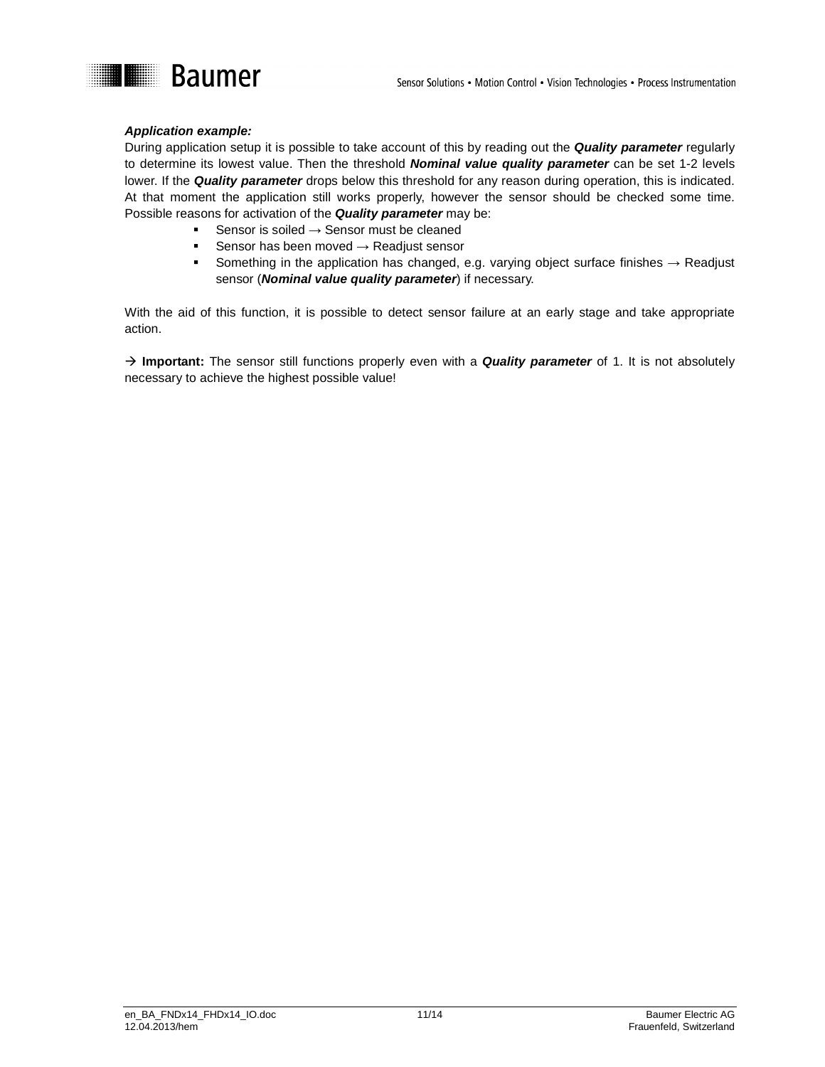***Application example:***

During application setup it is possible to take account of this by reading out the ***Quality parameter*** regularly to determine its lowest value. Then the threshold ***Nominal value quality parameter*** can be set 1-2 levels lower. If the ***Quality parameter*** drops below this threshold for any reason during operation, this is indicated. At that moment the application still works properly, however the sensor should be checked some time. Possible reasons for activation of the ***Quality parameter*** may be:

- Sensor is soiled → Sensor must be cleaned
- Sensor has been moved → Readjust sensor
- Something in the application has changed, e.g. varying object surface finishes → Readjust sensor (***Nominal value quality parameter***) if necessary.

With the aid of this function, it is possible to detect sensor failure at an early stage and take appropriate action.

→ **Important:** The sensor still functions properly even with a ***Quality parameter*** of 1. It is not absolutely necessary to achieve the highest possible value!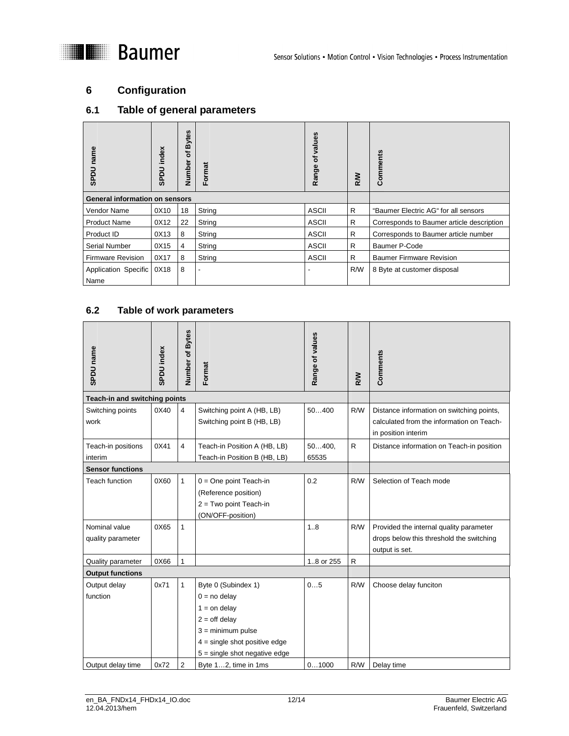# 6 Configuration

## 6.1 Table of general parameters

| SPDU name | SPDU index | Number of Bytes | Format | Range of values | R/W | Comments |
|---|---|---|---|---|---|---|
| **General information on sensors** | | | | | | |
| Vendor Name | 0X10 | 18 | String | ASCII | R | "Baumer Electric AG" for all sensors |
| Product Name | 0X12 | 22 | String | ASCII | R | Corresponds to Baumer article description |
| Product ID | 0X13 | 8 | String | ASCII | R | Corresponds to Baumer article number |
| Serial Number | 0X15 | 4 | String | ASCII | R | Baumer P-Code |
| Firmware Revision | 0X17 | 8 | String | ASCII | R | Baumer Firmware Revision |
| Application Specific Name | 0X18 | 8 | - | - | R/W | 8 Byte at customer disposal |

## 6.2 Table of work parameters

| SPDU name | SPDU index | Number of Bytes | Format | Range of values | R/W | Comments |
|---|---|---|---|---|---|---|
| **Teach-in and switching points** | | | | | | |
| Switching points work | 0X40 | 4 | Switching point A (HB, LB)<br>Switching point B (HB, LB) | 50…400 | R/W | Distance information on switching points, calculated from the information on Teach-in position interim |
| Teach-in positions interim | 0X41 | 4 | Teach-in Position A (HB, LB)<br>Teach-in Position B (HB, LB) | 50…400, 65535 | R | Distance information on Teach-in position |
| **Sensor functions** | | | | | | |
| Teach function | 0X60 | 1 | 0 = One point Teach-in (Reference position)<br>2 = Two point Teach-in (ON/OFF-position) | 0.2 | R/W | Selection of Teach mode |
| Nominal value quality parameter | 0X65 | 1 | | 1..8 | R/W | Provided the internal quality parameter drops below this threshold the switching output is set. |
| Quality parameter | 0X66 | 1 | | 1..8 or 255 | R | |
| **Output functions** | | | | | | |
| Output delay function | 0x71 | 1 | Byte 0 (Subindex 1)<br>0 = no delay<br>1 = on delay<br>2 = off delay<br>3 = minimum pulse<br>4 = single shot positive edge<br>5 = single shot negative edge | 0…5 | R/W | Choose delay funciton |
| Output delay time | 0x72 | 2 | Byte 1…2, time in 1ms | 0…1000 | R/W | Delay time |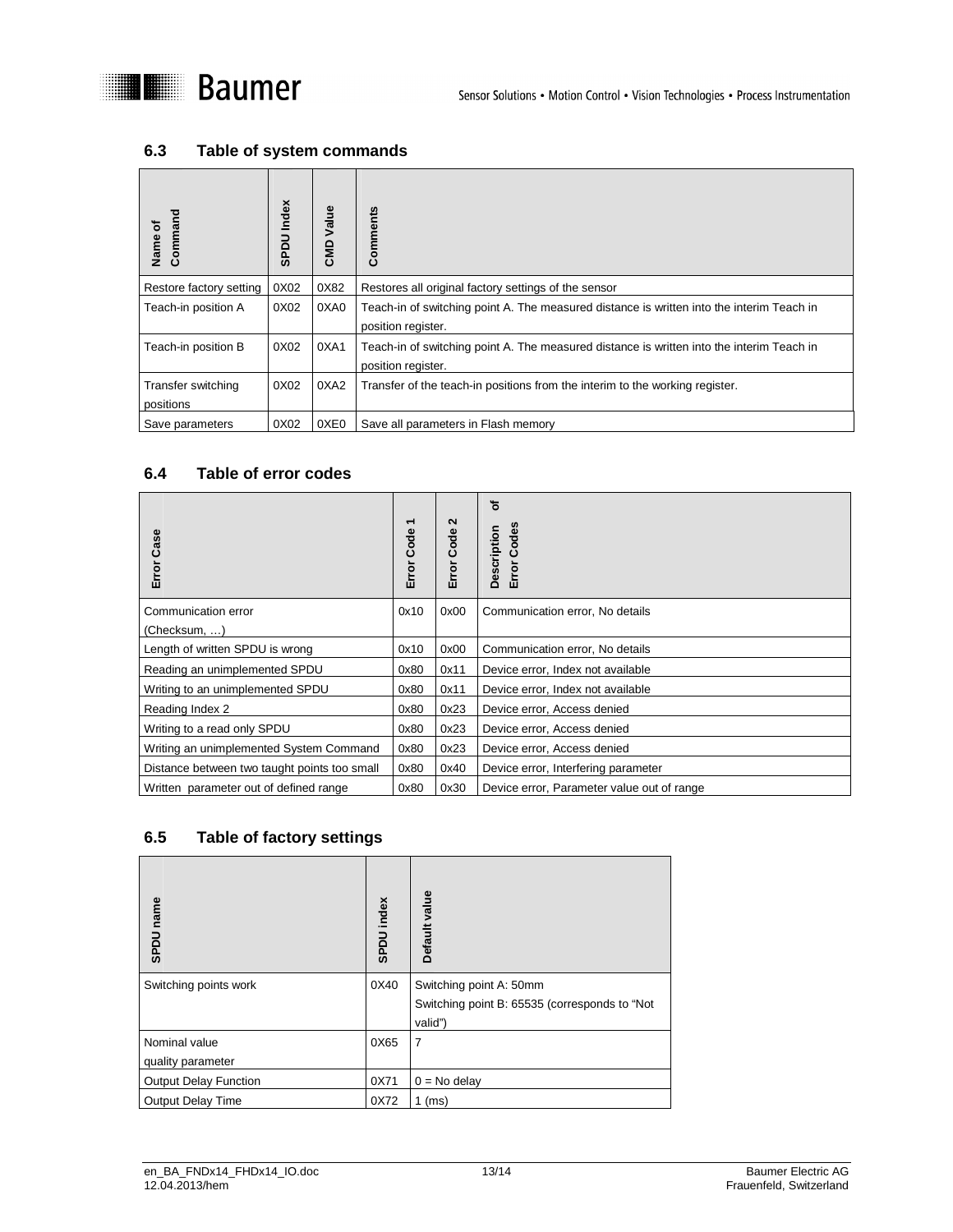## 6.3 Table of system commands

| Name of Command | SPDU Index | CMD Value | Comments |
|---|---|---|---|
| Restore factory setting | 0X02 | 0X82 | Restores all original factory settings of the sensor |
| Teach-in position A | 0X02 | 0XA0 | Teach-in of switching point A. The measured distance is written into the interim Teach in position register. |
| Teach-in position B | 0X02 | 0XA1 | Teach-in of switching point A. The measured distance is written into the interim Teach in position register. |
| Transfer switching positions | 0X02 | 0XA2 | Transfer of the teach-in positions from the interim to the working register. |
| Save parameters | 0X02 | 0XE0 | Save all parameters in Flash memory |

## 6.4 Table of error codes

| Error Case | Error Code 1 | Error Code 2 | Description of Error Codes |
|---|---|---|---|
| Communication error (Checksum, …) | 0x10 | 0x00 | Communication error, No details |
| Length of written SPDU is wrong | 0x10 | 0x00 | Communication error, No details |
| Reading an unimplemented SPDU | 0x80 | 0x11 | Device error, Index not available |
| Writing to an unimplemented SPDU | 0x80 | 0x11 | Device error, Index not available |
| Reading Index 2 | 0x80 | 0x23 | Device error, Access denied |
| Writing to a read only SPDU | 0x80 | 0x23 | Device error, Access denied |
| Writing an unimplemented System Command | 0x80 | 0x23 | Device error, Access denied |
| Distance between two taught points too small | 0x80 | 0x40 | Device error, Interfering parameter |
| Written parameter out of defined range | 0x80 | 0x30 | Device error, Parameter value out of range |

## 6.5 Table of factory settings

| SPDU name | SPDU index | Default value |
|---|---|---|
| Switching points work | 0X40 | Switching point A: 50mm<br>Switching point B: 65535 (corresponds to “Not valid”) |
| Nominal value quality parameter | 0X65 | 7 |
| Output Delay Function | 0X71 | 0 = No delay |
| Output Delay Time | 0X72 | 1 (ms) |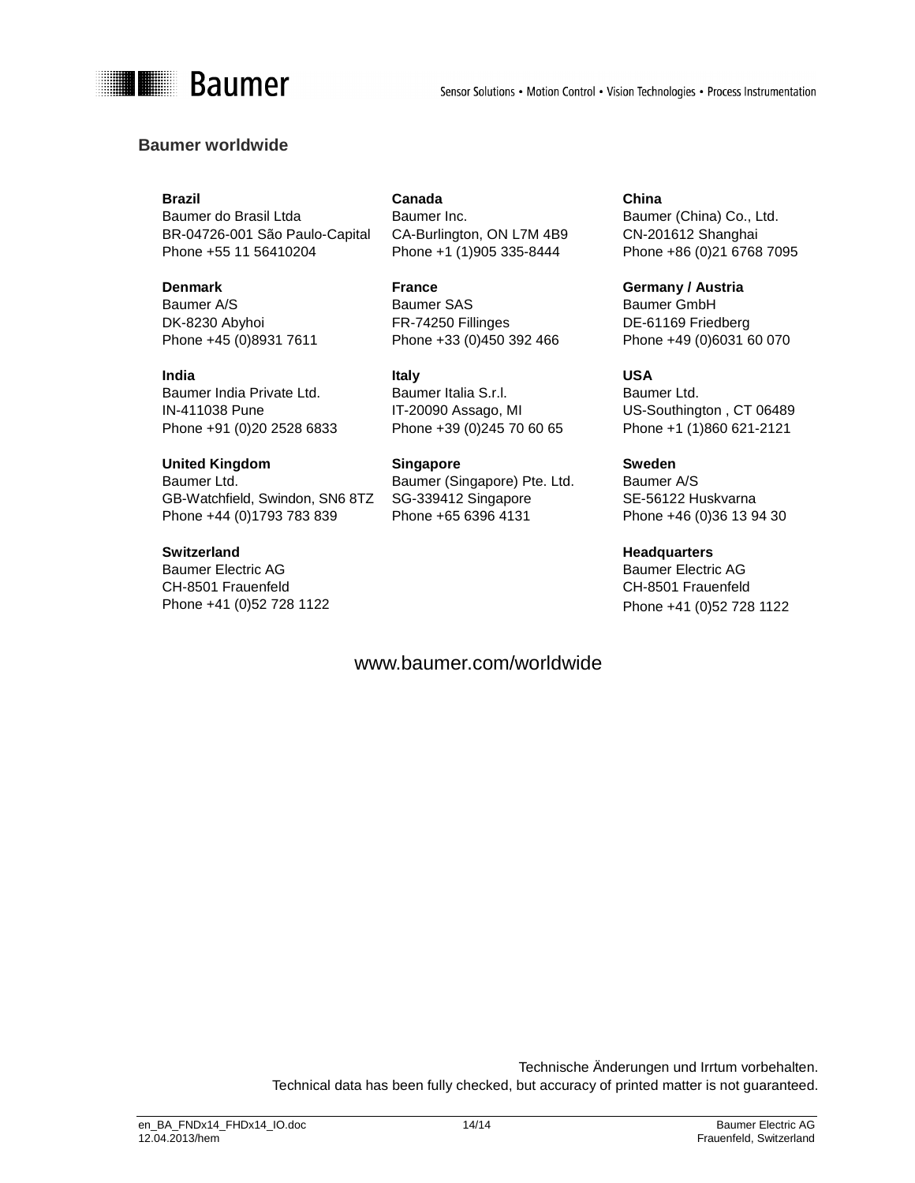## Baumer worldwide

**Brazil**
Baumer do Brasil Ltda
BR-04726-001 São Paulo-Capital
Phone +55 11 56410204

**Canada**
Baumer Inc.
CA-Burlington, ON L7M 4B9
Phone +1 (1)905 335-8444

**China**
Baumer (China) Co., Ltd.
CN-201612 Shanghai
Phone +86 (0)21 6768 7095

**Denmark**
Baumer A/S
DK-8230 Abyhoi
Phone +45 (0)8931 7611

**France**
Baumer SAS
FR-74250 Fillinges
Phone +33 (0)450 392 466

**Germany / Austria**
Baumer GmbH
DE-61169 Friedberg
Phone +49 (0)6031 60 070

**India**
Baumer India Private Ltd.
IN-411038 Pune
Phone +91 (0)20 2528 6833

**Italy**
Baumer Italia S.r.l.
IT-20090 Assago, MI
Phone +39 (0)245 70 60 65

**USA**
Baumer Ltd.
US-Southington , CT 06489
Phone +1 (1)860 621-2121

**United Kingdom**
Baumer Ltd.
GB-Watchfield, Swindon, SN6 8TZ
Phone +44 (0)1793 783 839

**Singapore**
Baumer (Singapore) Pte. Ltd.
SG-339412 Singapore
Phone +65 6396 4131

**Sweden**
Baumer A/S
SE-56122 Huskvarna
Phone +46 (0)36 13 94 30

**Switzerland**
Baumer Electric AG
CH-8501 Frauenfeld
Phone +41 (0)52 728 1122

**Headquarters**
Baumer Electric AG
CH-8501 Frauenfeld
Phone +41 (0)52 728 1122

www.baumer.com/worldwide

Technische Änderungen und Irrtum vorbehalten.
Technical data has been fully checked, but accuracy of printed matter is not guaranteed.